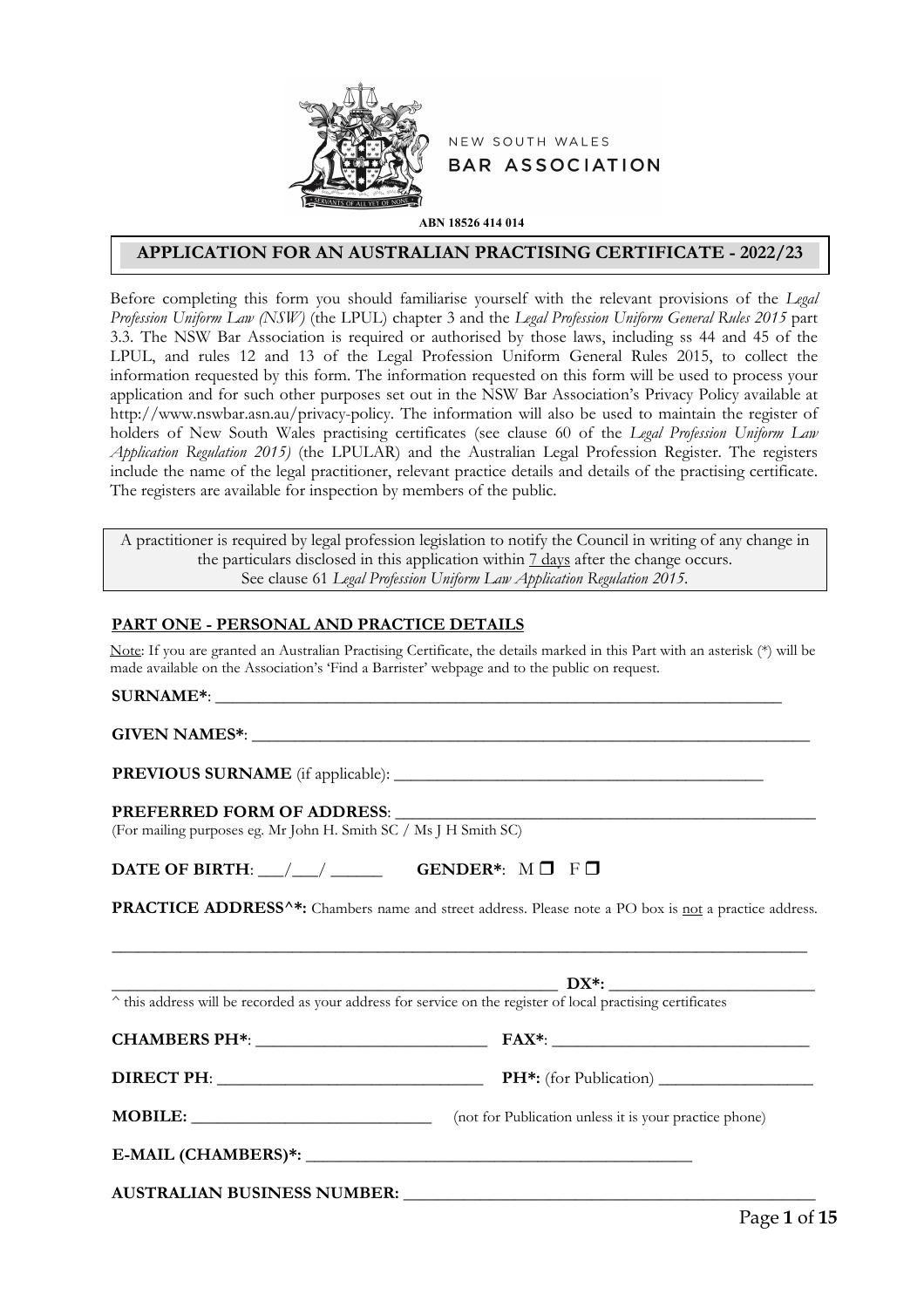NEW SOUTH WALES
BAR ASSOCIATION

**ABN 18526 414 014**

# APPLICATION FOR AN AUSTRALIAN PRACTISING CERTIFICATE - 2022/23

Before completing this form you should familiarise yourself with the relevant provisions of the *Legal Profession Uniform Law (NSW)* (the LPUL) chapter 3 and the *Legal Profession Uniform General Rules 2015* part 3.3. The NSW Bar Association is required or authorised by those laws, including ss 44 and 45 of the LPUL, and rules 12 and 13 of the Legal Profession Uniform General Rules 2015, to collect the information requested by this form. The information requested on this form will be used to process your application and for such other purposes set out in the NSW Bar Association's Privacy Policy available at http://www.nswbar.asn.au/privacy-policy. The information will also be used to maintain the register of holders of New South Wales practising certificates (see clause 60 of the *Legal Profession Uniform Law Application Regulation 2015)* (the LPULAR) and the Australian Legal Profession Register. The registers include the name of the legal practitioner, relevant practice details and details of the practising certificate. The registers are available for inspection by members of the public.

> A practitioner is required by legal profession legislation to notify the Council in writing of any change in the particulars disclosed in this application within 7 days after the change occurs.
> See clause 61 *Legal Profession Uniform Law Application Regulation 2015*.

## PART ONE - PERSONAL AND PRACTICE DETAILS

Note: If you are granted an Australian Practising Certificate, the details marked in this Part with an asterisk (*) will be made available on the Association's 'Find a Barrister' webpage and to the public on request.

**SURNAME***: ______________________________________________

**GIVEN NAMES***: ______________________________________________

**PREVIOUS SURNAME** (if applicable): ______________________________

**PREFERRED FORM OF ADDRESS**: ______________________________
(For mailing purposes eg. Mr John H. Smith SC / Ms J H Smith SC)

**DATE OF BIRTH**: ___/___/ ______ **GENDER***: M ☐ F ☐

**PRACTICE ADDRESS^*:** Chambers name and street address. Please note a PO box is not a practice address.

______________________________________________

______________________________________________ **DX*:** ______________________
^ this address will be recorded as your address for service on the register of local practising certificates

**CHAMBERS PH***: ______________________ **FAX***: ______________________

**DIRECT PH**: ______________________ **PH*:** (for Publication) ______________________

**MOBILE:** ______________________ (not for Publication unless it is your practice phone)

**E-MAIL (CHAMBERS)*:** ______________________________

**AUSTRALIAN BUSINESS NUMBER:** ______________________________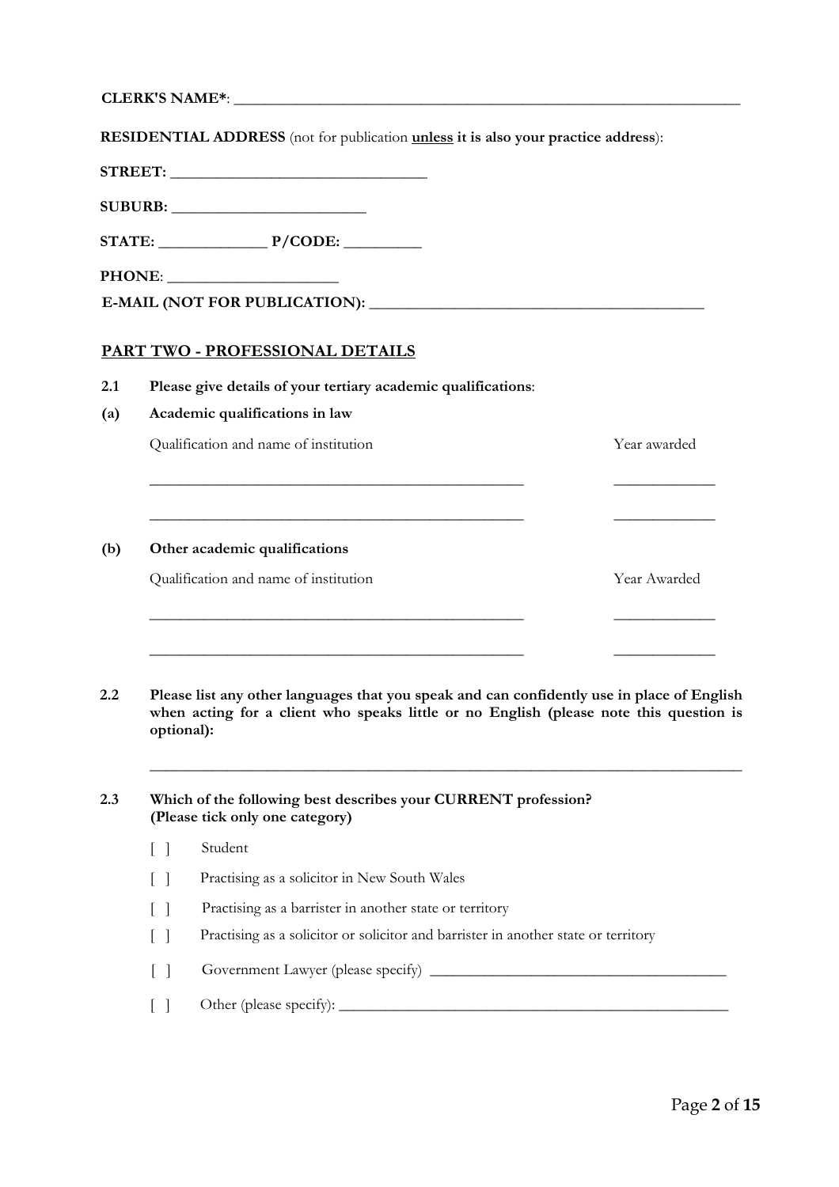**CLERK'S NAME***: ___________________________________________________________________

**RESIDENTIAL ADDRESS** (not for publication **unless it is also your practice address**):

**STREET:** _________________________________

**SUBURB:** _________________________

**STATE:** ______________ **P/CODE:** __________

**PHONE**: _____________________

**E-MAIL (NOT FOR PUBLICATION):** ____________________________________________

## PART TWO - PROFESSIONAL DETAILS

**2.1 Please give details of your tertiary academic qualifications**:

**(a) Academic qualifications in law**

| Qualification and name of institution | Year awarded |
|---|---|
| __________________________________________________ | _____________ |
| __________________________________________________ | _____________ |

**(b) Other academic qualifications**

| Qualification and name of institution | Year Awarded |
|---|---|
| __________________________________________________ | _____________ |
| __________________________________________________ | _____________ |

**2.2 Please list any other languages that you speak and can confidently use in place of English when acting for a client who speaks little or no English (please note this question is optional):**

________________________________________________________________________________

**2.3 Which of the following best describes your CURRENT profession? (Please tick only one category)**

[ ] Student

[ ] Practising as a solicitor in New South Wales

[ ] Practising as a barrister in another state or territory

[ ] Practising as a solicitor or solicitor and barrister in another state or territory

[ ] Government Lawyer (please specify) ________________________________________

[ ] Other (please specify): _____________________________________________________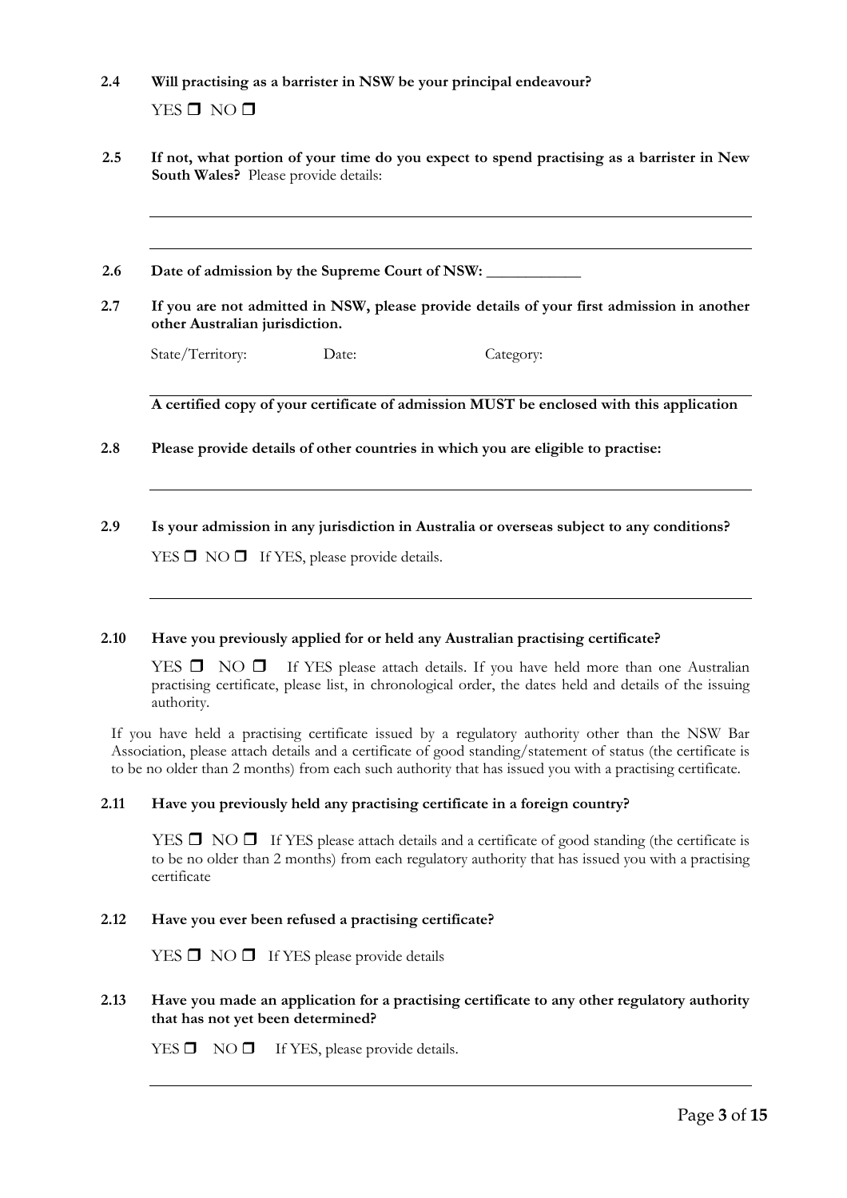**2.4 Will practising as a barrister in NSW be your principal endeavour?**

YES ❒ NO ❒

**2.5 If not, what portion of your time do you expect to spend practising as a barrister in New South Wales?** Please provide details:

---

---

**2.6 Date of admission by the Supreme Court of NSW: \_\_\_\_\_\_\_\_\_\_\_\_**

**2.7 If you are not admitted in NSW, please provide details of your first admission in another other Australian jurisdiction.**

State/Territory: Date: Category:

---

**A certified copy of your certificate of admission MUST be enclosed with this application**

**2.8 Please provide details of other countries in which you are eligible to practise:**

---

**2.9 Is your admission in any jurisdiction in Australia or overseas subject to any conditions?**

YES ❒ NO ❒ If YES, please provide details.

---

**2.10 Have you previously applied for or held any Australian practising certificate?**

YES ❒ NO ❒ If YES please attach details. If you have held more than one Australian practising certificate, please list, in chronological order, the dates held and details of the issuing authority.

If you have held a practising certificate issued by a regulatory authority other than the NSW Bar Association, please attach details and a certificate of good standing/statement of status (the certificate is to be no older than 2 months) from each such authority that has issued you with a practising certificate.

**2.11 Have you previously held any practising certificate in a foreign country?**

YES ❒ NO ❒ If YES please attach details and a certificate of good standing (the certificate is to be no older than 2 months) from each regulatory authority that has issued you with a practising certificate

**2.12 Have you ever been refused a practising certificate?**

YES ❒ NO ❒ If YES please provide details

**2.13 Have you made an application for a practising certificate to any other regulatory authority that has not yet been determined?**

YES ❒ NO ❒ If YES, please provide details.

---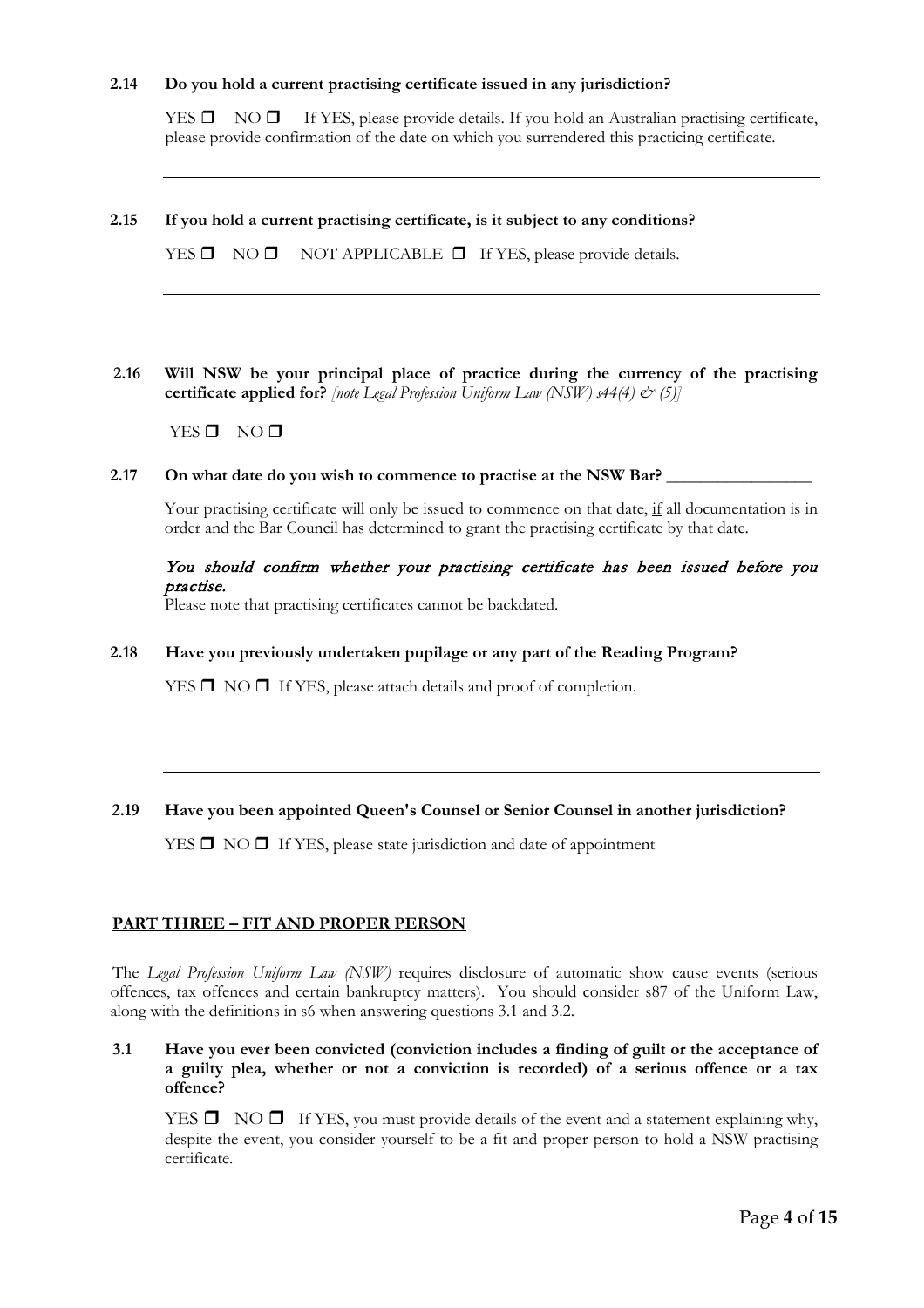**2.14 Do you hold a current practising certificate issued in any jurisdiction?**

YES ☐ NO ☐ If YES, please provide details. If you hold an Australian practising certificate, please provide confirmation of the date on which you surrendered this practicing certificate.

______________________________________________________________________

**2.15 If you hold a current practising certificate, is it subject to any conditions?**

YES ☐ NO ☐ NOT APPLICABLE ☐ If YES, please provide details.

______________________________________________________________________

______________________________________________________________________

**2.16 Will NSW be your principal place of practice during the currency of the practising certificate applied for?** *[note Legal Profession Uniform Law (NSW) s44(4) & (5)]*

YES ☐ NO ☐

**2.17 On what date do you wish to commence to practise at the NSW Bar?** ________________

Your practising certificate will only be issued to commence on that date, if all documentation is in order and the Bar Council has determined to grant the practising certificate by that date.

*You should confirm whether your practising certificate has been issued before you practise.*

Please note that practising certificates cannot be backdated.

**2.18 Have you previously undertaken pupilage or any part of the Reading Program?**

YES ☐ NO ☐ If YES, please attach details and proof of completion.

______________________________________________________________________

______________________________________________________________________

**2.19 Have you been appointed Queen's Counsel or Senior Counsel in another jurisdiction?**

YES ☐ NO ☐ If YES, please state jurisdiction and date of appointment

______________________________________________________________________

## PART THREE – FIT AND PROPER PERSON

The *Legal Profession Uniform Law (NSW)* requires disclosure of automatic show cause events (serious offences, tax offences and certain bankruptcy matters). You should consider s87 of the Uniform Law, along with the definitions in s6 when answering questions 3.1 and 3.2.

**3.1 Have you ever been convicted (conviction includes a finding of guilt or the acceptance of a guilty plea, whether or not a conviction is recorded) of a serious offence or a tax offence?**

YES ☐ NO ☐ If YES, you must provide details of the event and a statement explaining why, despite the event, you consider yourself to be a fit and proper person to hold a NSW practising certificate.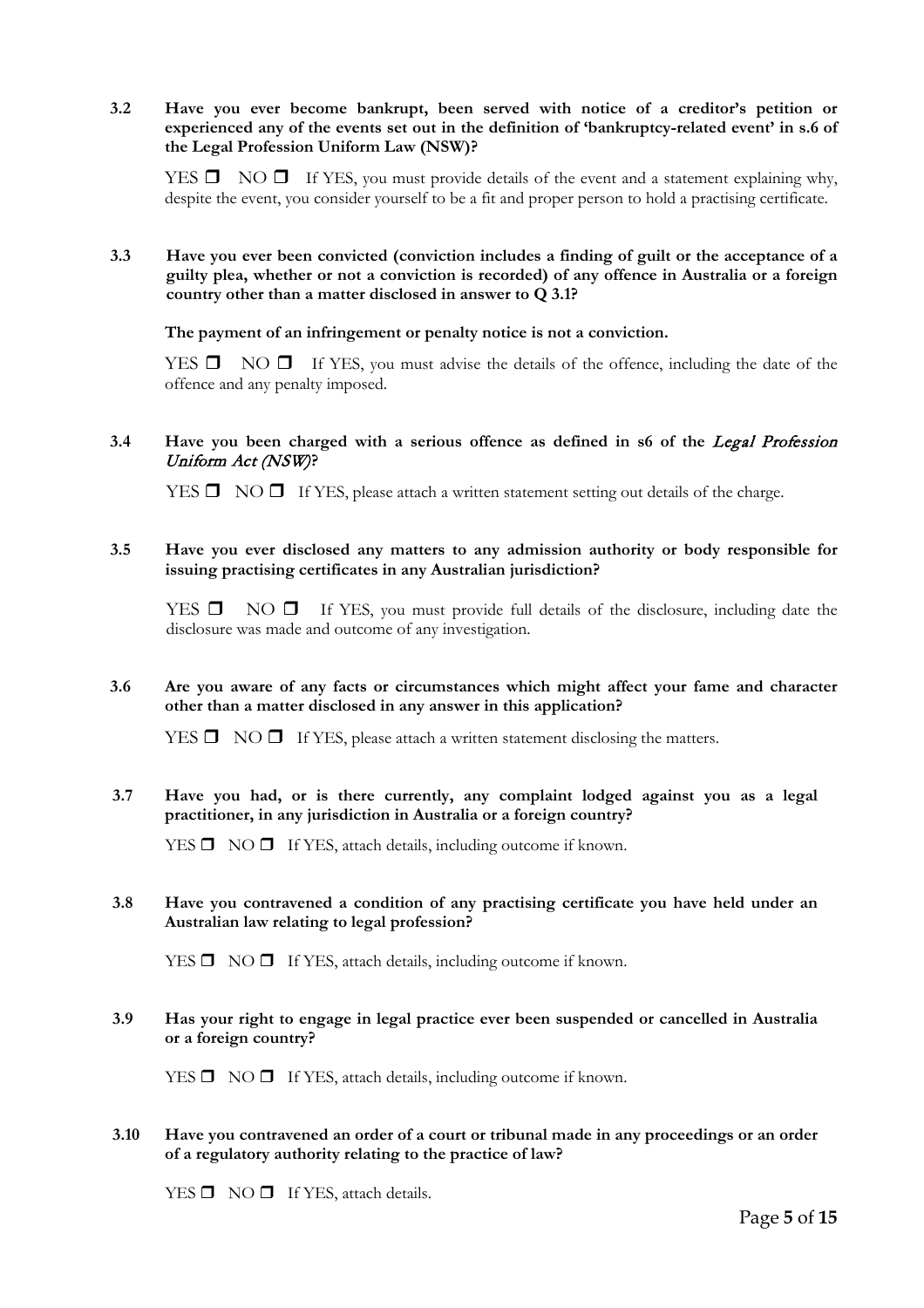**3.2 Have you ever become bankrupt, been served with notice of a creditor's petition or experienced any of the events set out in the definition of 'bankruptcy-related event' in s.6 of the Legal Profession Uniform Law (NSW)?**

YES ❒ NO ❒ If YES, you must provide details of the event and a statement explaining why, despite the event, you consider yourself to be a fit and proper person to hold a practising certificate.

**3.3 Have you ever been convicted (conviction includes a finding of guilt or the acceptance of a guilty plea, whether or not a conviction is recorded) of any offence in Australia or a foreign country other than a matter disclosed in answer to Q 3.1?**

**The payment of an infringement or penalty notice is not a conviction.**

YES ❒ NO ❒ If YES, you must advise the details of the offence, including the date of the offence and any penalty imposed.

**3.4 Have you been charged with a serious offence as defined in s6 of the *Legal Profession Uniform Act (NSW)*?**

YES ❒ NO ❒ If YES, please attach a written statement setting out details of the charge.

**3.5 Have you ever disclosed any matters to any admission authority or body responsible for issuing practising certificates in any Australian jurisdiction?**

YES ❒ NO ❒ If YES, you must provide full details of the disclosure, including date the disclosure was made and outcome of any investigation.

**3.6 Are you aware of any facts or circumstances which might affect your fame and character other than a matter disclosed in any answer in this application?**

YES ❒ NO ❒ If YES, please attach a written statement disclosing the matters.

**3.7 Have you had, or is there currently, any complaint lodged against you as a legal practitioner, in any jurisdiction in Australia or a foreign country?**

YES ❒ NO ❒ If YES, attach details, including outcome if known.

**3.8 Have you contravened a condition of any practising certificate you have held under an Australian law relating to legal profession?**

YES ❒ NO ❒ If YES, attach details, including outcome if known.

**3.9 Has your right to engage in legal practice ever been suspended or cancelled in Australia or a foreign country?**

YES ❒ NO ❒ If YES, attach details, including outcome if known.

**3.10 Have you contravened an order of a court or tribunal made in any proceedings or an order of a regulatory authority relating to the practice of law?**

YES ❒ NO ❒ If YES, attach details.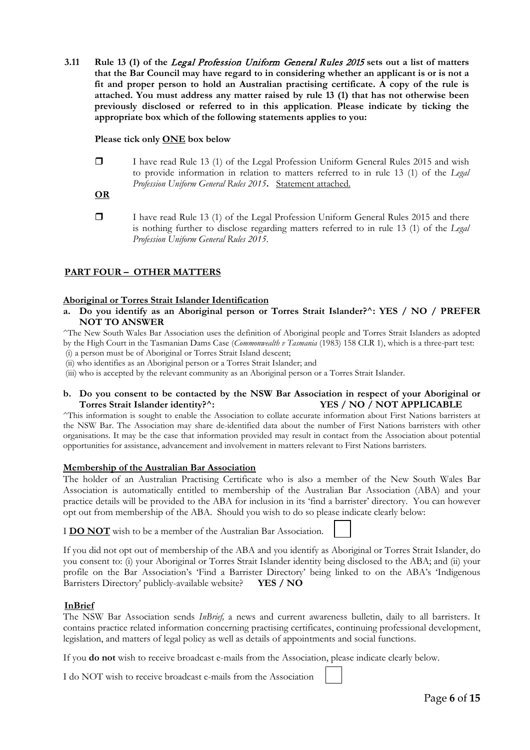**3.11 Rule 13 (1) of the *Legal Profession Uniform General Rules 2015* sets out a list of matters that the Bar Council may have regard to in considering whether an applicant is or is not a fit and proper person to hold an Australian practising certificate. A copy of the rule is attached. You must address any matter raised by rule 13 (1) that has not otherwise been previously disclosed or referred to in this application. Please indicate by ticking the appropriate box which of the following statements applies to you:**

**Please tick only <u>ONE</u> box below**

☐ I have read Rule 13 (1) of the Legal Profession Uniform General Rules 2015 and wish to provide information in relation to matters referred to in rule 13 (1) of the *Legal Profession Uniform General Rules 2015*. <u>Statement attached.</u>

**<u>OR</u>**

☐ I have read Rule 13 (1) of the Legal Profession Uniform General Rules 2015 and there is nothing further to disclose regarding matters referred to in rule 13 (1) of the *Legal Profession Uniform General Rules 2015*.

## <u>PART FOUR – OTHER MATTERS</u>

### <u>Aboriginal or Torres Strait Islander Identification</u>

**a. Do you identify as an Aboriginal person or Torres Strait Islander?^: YES / NO / PREFER NOT TO ANSWER**

^The New South Wales Bar Association uses the definition of Aboriginal people and Torres Strait Islanders as adopted by the High Court in the Tasmanian Dams Case (*Commonwealth v Tasmania* (1983) 158 CLR 1), which is a three-part test:
(i) a person must be of Aboriginal or Torres Strait Island descent;
(ii) who identifies as an Aboriginal person or a Torres Strait Islander; and
(iii) who is accepted by the relevant community as an Aboriginal person or a Torres Strait Islander.

**b. Do you consent to be contacted by the NSW Bar Association in respect of your Aboriginal or Torres Strait Islander identity?^: YES / NO / NOT APPLICABLE**

^This information is sought to enable the Association to collate accurate information about First Nations barristers at the NSW Bar. The Association may share de-identified data about the number of First Nations barristers with other organisations. It may be the case that information provided may result in contact from the Association about potential opportunities for assistance, advancement and involvement in matters relevant to First Nations barristers.

### <u>Membership of the Australian Bar Association</u>

The holder of an Australian Practising Certificate who is also a member of the New South Wales Bar Association is automatically entitled to membership of the Australian Bar Association (ABA) and your practice details will be provided to the ABA for inclusion in its 'find a barrister' directory. You can however opt out from membership of the ABA. Should you wish to do so please indicate clearly below:

I **<u>DO NOT</u>** wish to be a member of the Australian Bar Association. ☐

If you did not opt out of membership of the ABA and you identify as Aboriginal or Torres Strait Islander, do you consent to: (i) your Aboriginal or Torres Strait Islander identity being disclosed to the ABA; and (ii) your profile on the Bar Association's 'Find a Barrister Directory' being linked to on the ABA's 'Indigenous Barristers Directory' publicly-available website? **YES / NO**

### <u>InBrief</u>

The NSW Bar Association sends *InBrief*, a news and current awareness bulletin, daily to all barristers. It contains practice related information concerning practising certificates, continuing professional development, legislation, and matters of legal policy as well as details of appointments and social functions.

If you **do not** wish to receive broadcast e-mails from the Association, please indicate clearly below.

I do NOT wish to receive broadcast e-mails from the Association ☐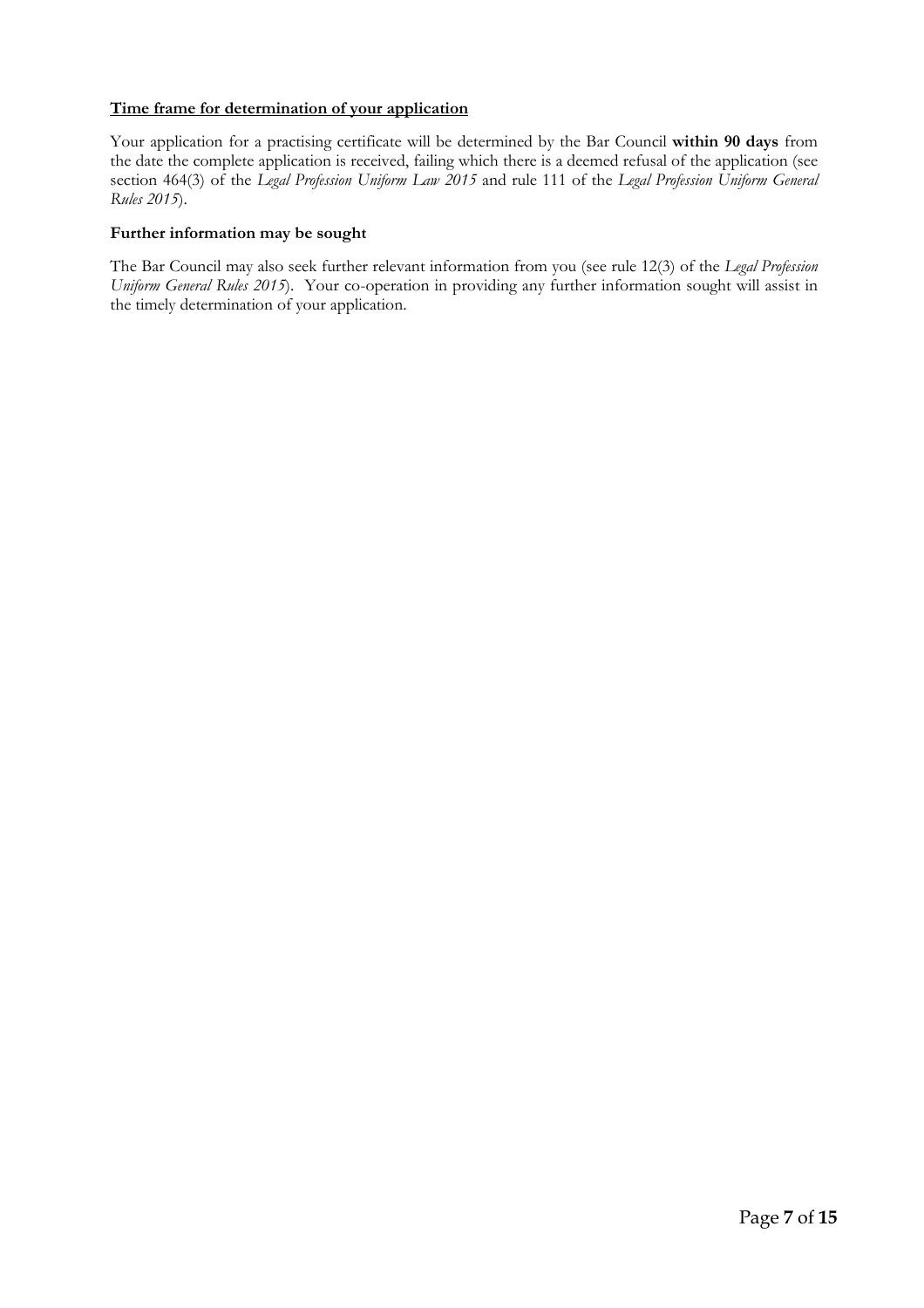**<u>Time frame for determination of your application</u>**

Your application for a practising certificate will be determined by the Bar Council **within 90 days** from the date the complete application is received, failing which there is a deemed refusal of the application (see section 464(3) of the *Legal Profession Uniform Law 2015* and rule 111 of the *Legal Profession Uniform General Rules 2015*).

**Further information may be sought**

The Bar Council may also seek further relevant information from you (see rule 12(3) of the *Legal Profession Uniform General Rules 2015*). Your co-operation in providing any further information sought will assist in the timely determination of your application.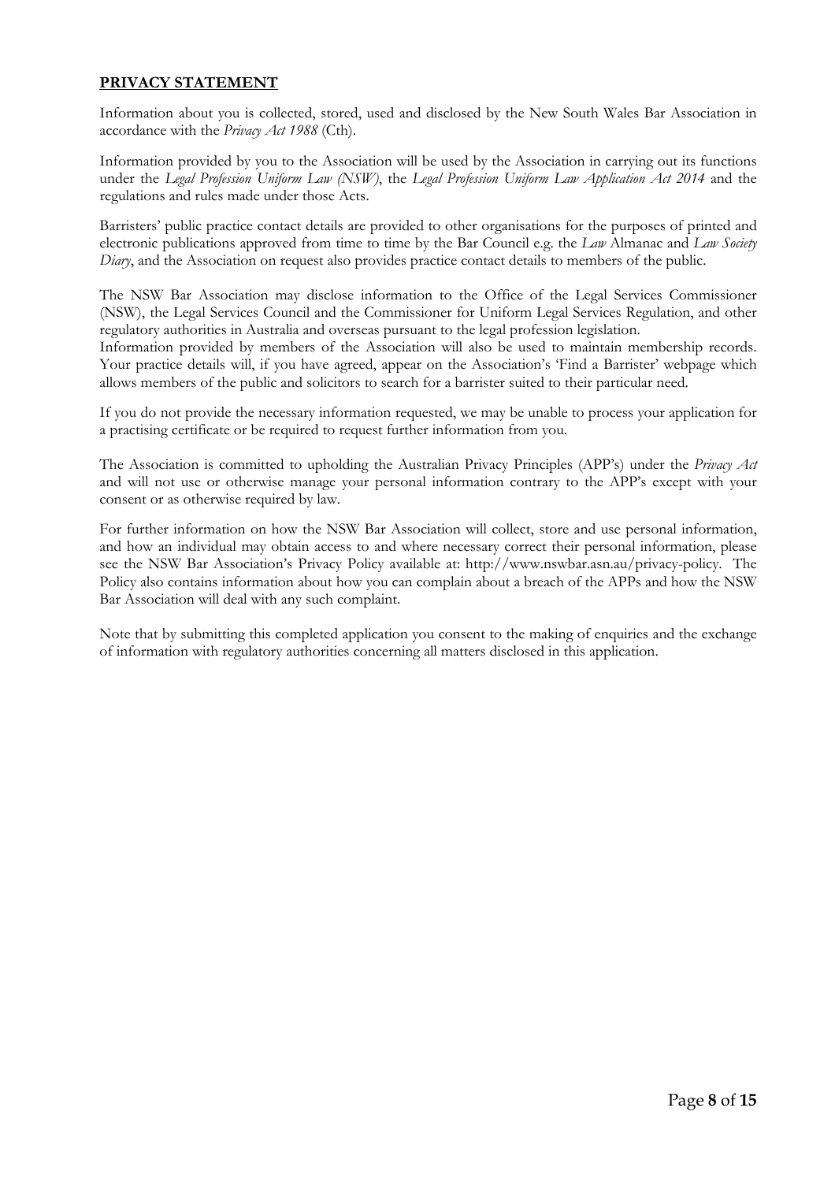## **PRIVACY STATEMENT**

Information about you is collected, stored, used and disclosed by the New South Wales Bar Association in accordance with the *Privacy Act 1988* (Cth).

Information provided by you to the Association will be used by the Association in carrying out its functions under the *Legal Profession Uniform Law (NSW)*, the *Legal Profession Uniform Law Application Act 2014* and the regulations and rules made under those Acts.

Barristers' public practice contact details are provided to other organisations for the purposes of printed and electronic publications approved from time to time by the Bar Council e.g. the *Law* Almanac and *Law Society Diary*, and the Association on request also provides practice contact details to members of the public.

The NSW Bar Association may disclose information to the Office of the Legal Services Commissioner (NSW), the Legal Services Council and the Commissioner for Uniform Legal Services Regulation, and other regulatory authorities in Australia and overseas pursuant to the legal profession legislation.
Information provided by members of the Association will also be used to maintain membership records. Your practice details will, if you have agreed, appear on the Association's 'Find a Barrister' webpage which allows members of the public and solicitors to search for a barrister suited to their particular need.

If you do not provide the necessary information requested, we may be unable to process your application for a practising certificate or be required to request further information from you.

The Association is committed to upholding the Australian Privacy Principles (APP's) under the *Privacy Act* and will not use or otherwise manage your personal information contrary to the APP's except with your consent or as otherwise required by law.

For further information on how the NSW Bar Association will collect, store and use personal information, and how an individual may obtain access to and where necessary correct their personal information, please see the NSW Bar Association's Privacy Policy available at: http://www.nswbar.asn.au/privacy-policy. The Policy also contains information about how you can complain about a breach of the APPs and how the NSW Bar Association will deal with any such complaint.

Note that by submitting this completed application you consent to the making of enquiries and the exchange of information with regulatory authorities concerning all matters disclosed in this application.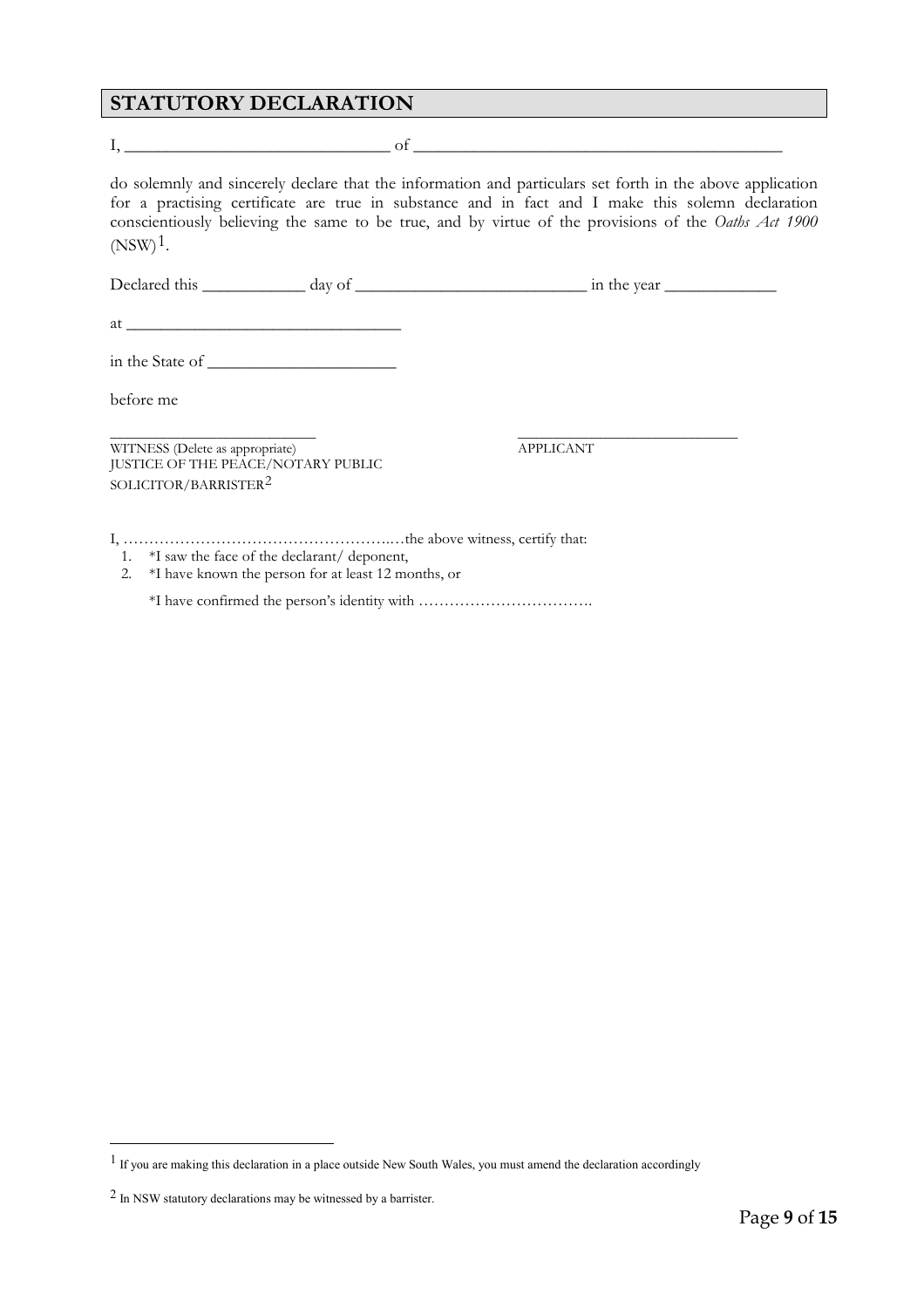## STATUTORY DECLARATION

I, ______________________________ of ___________________________________________

do solemnly and sincerely declare that the information and particulars set forth in the above application for a practising certificate are true in substance and in fact and I make this solemn declaration conscientiously believing the same to be true, and by virtue of the provisions of the *Oaths Act 1900* (NSW)[1].

Declared this ____________ day of ___________________________ in the year _____________

at ________________________________

in the State of ______________________

before me

____________________________ ____________________________

WITNESS (Delete as appropriate) APPLICANT

JUSTICE OF THE PEACE/NOTARY PUBLIC

SOLICITOR/BARRISTER[2]

I, ……………………………………………..…the above witness, certify that:

1. *I saw the face of the declarant/ deponent,
2. *I have known the person for at least 12 months, or

   *I have confirmed the person's identity with …………………………….

---

[1] If you are making this declaration in a place outside New South Wales, you must amend the declaration accordingly

[2] In NSW statutory declarations may be witnessed by a barrister.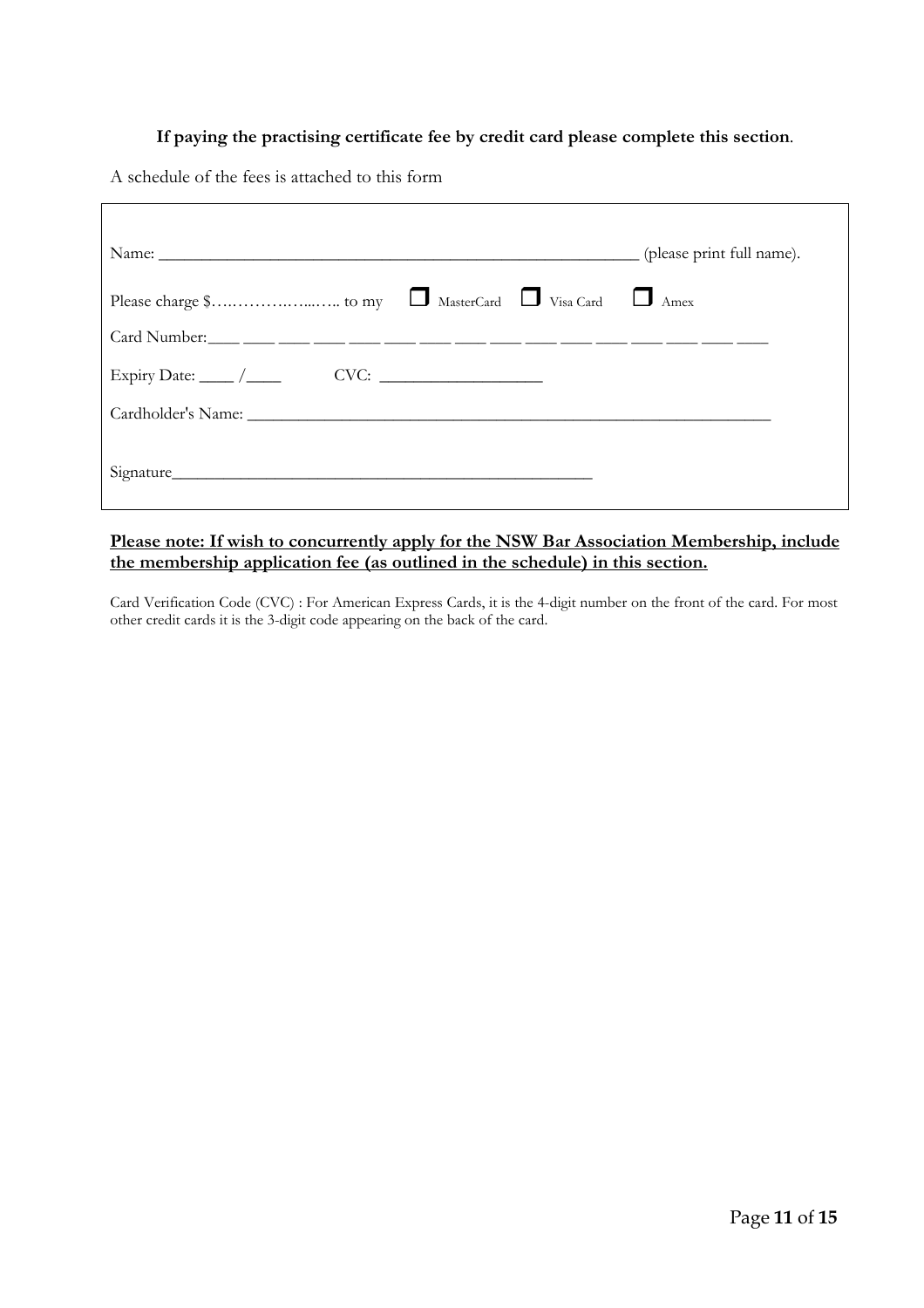**If paying the practising certificate fee by credit card please complete this section**.

A schedule of the fees is attached to this form

Name: ________________________________________________________ (please print full name).

Please charge $…..……….…...….. to my ☐ MasterCard ☐ Visa Card ☐ Amex

Card Number:____ ____ ____ ____ ____ ____ ____ ____ ____ ____ ____ ____ ____ ____ ____ ____

Expiry Date: ____ /____ CVC: ___________________

Cardholder's Name: ____________________________________________________________

Signature_________________________________________________

**Please note: If wish to concurrently apply for the NSW Bar Association Membership, include the membership application fee (as outlined in the schedule) in this section.**

Card Verification Code (CVC) : For American Express Cards, it is the 4-digit number on the front of the card. For most other credit cards it is the 3-digit code appearing on the back of the card.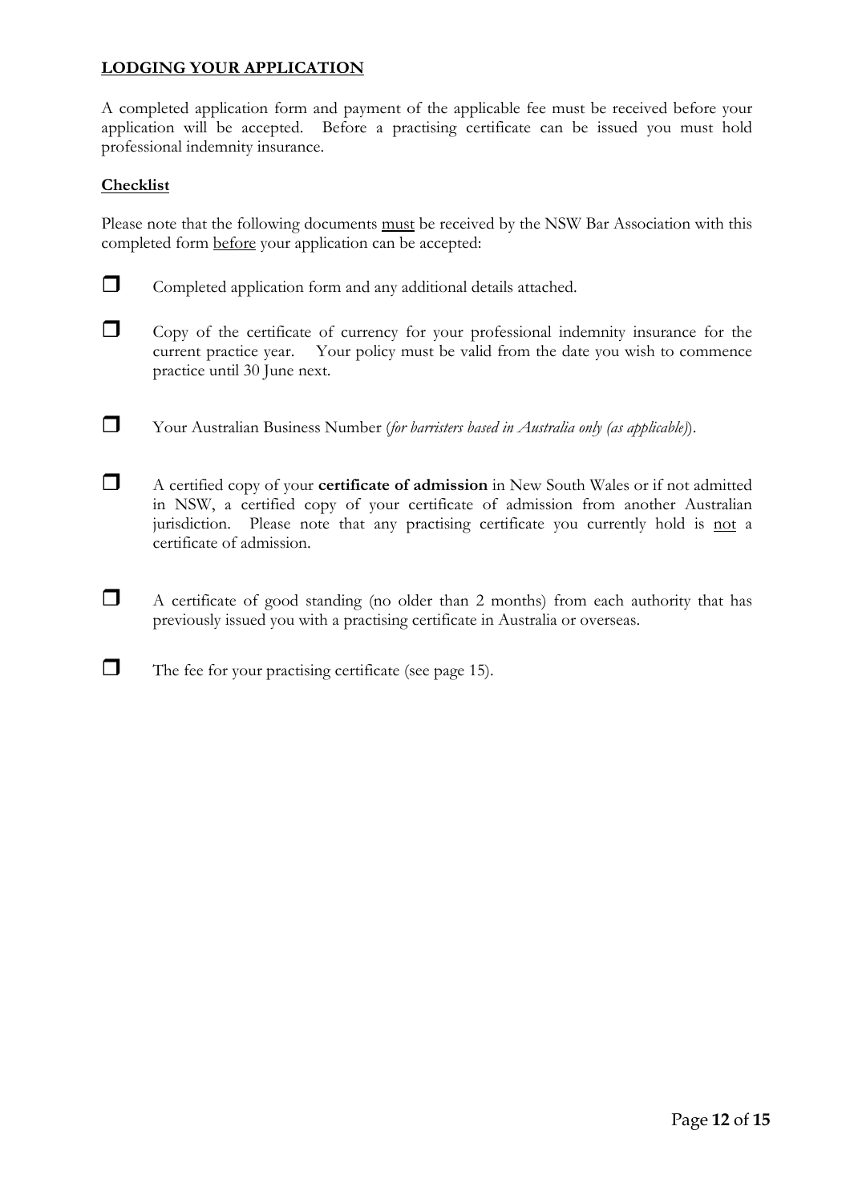## LODGING YOUR APPLICATION

A completed application form and payment of the applicable fee must be received before your application will be accepted. Before a practising certificate can be issued you must hold professional indemnity insurance.

### Checklist

Please note that the following documents must be received by the NSW Bar Association with this completed form before your application can be accepted:

- ☐ Completed application form and any additional details attached.
- ☐ Copy of the certificate of currency for your professional indemnity insurance for the current practice year. Your policy must be valid from the date you wish to commence practice until 30 June next.
- ☐ Your Australian Business Number (*for barristers based in Australia only (as applicable)*).
- ☐ A certified copy of your **certificate of admission** in New South Wales or if not admitted in NSW, a certified copy of your certificate of admission from another Australian jurisdiction. Please note that any practising certificate you currently hold is not a certificate of admission.
- ☐ A certificate of good standing (no older than 2 months) from each authority that has previously issued you with a practising certificate in Australia or overseas.
- ☐ The fee for your practising certificate (see page 15).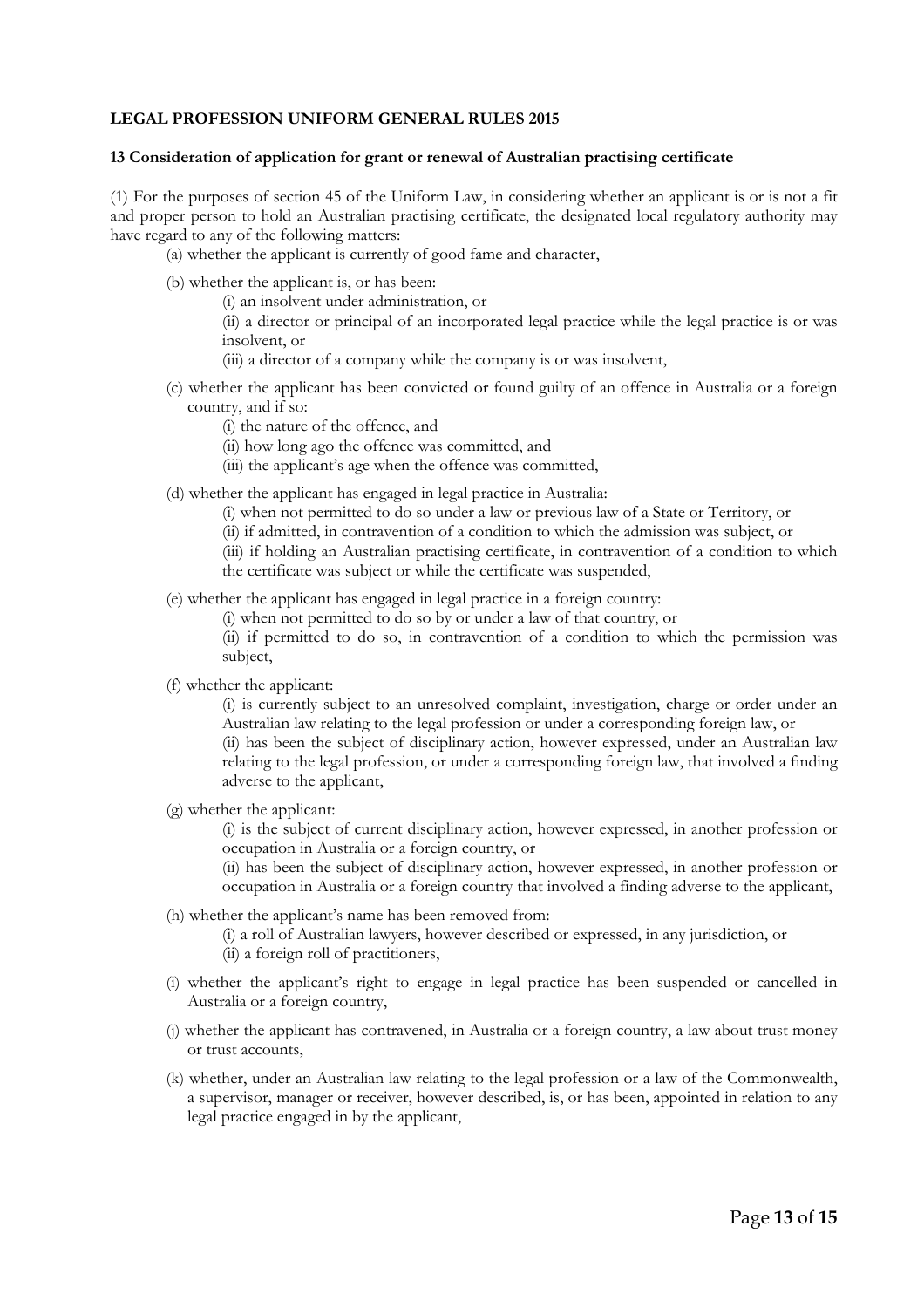**LEGAL PROFESSION UNIFORM GENERAL RULES 2015**

**13 Consideration of application for grant or renewal of Australian practising certificate**

(1) For the purposes of section 45 of the Uniform Law, in considering whether an applicant is or is not a fit and proper person to hold an Australian practising certificate, the designated local regulatory authority may have regard to any of the following matters:

- (a) whether the applicant is currently of good fame and character,
- (b) whether the applicant is, or has been:
    - (i) an insolvent under administration, or
    - (ii) a director or principal of an incorporated legal practice while the legal practice is or was insolvent, or
    - (iii) a director of a company while the company is or was insolvent,
- (c) whether the applicant has been convicted or found guilty of an offence in Australia or a foreign country, and if so:
    - (i) the nature of the offence, and
    - (ii) how long ago the offence was committed, and
    - (iii) the applicant's age when the offence was committed,
- (d) whether the applicant has engaged in legal practice in Australia:
    - (i) when not permitted to do so under a law or previous law of a State or Territory, or
    - (ii) if admitted, in contravention of a condition to which the admission was subject, or
    - (iii) if holding an Australian practising certificate, in contravention of a condition to which the certificate was subject or while the certificate was suspended,
- (e) whether the applicant has engaged in legal practice in a foreign country:
    - (i) when not permitted to do so by or under a law of that country, or
    - (ii) if permitted to do so, in contravention of a condition to which the permission was subject,
- (f) whether the applicant:
    - (i) is currently subject to an unresolved complaint, investigation, charge or order under an Australian law relating to the legal profession or under a corresponding foreign law, or
    - (ii) has been the subject of disciplinary action, however expressed, under an Australian law relating to the legal profession, or under a corresponding foreign law, that involved a finding adverse to the applicant,
- (g) whether the applicant:
    - (i) is the subject of current disciplinary action, however expressed, in another profession or occupation in Australia or a foreign country, or
    - (ii) has been the subject of disciplinary action, however expressed, in another profession or occupation in Australia or a foreign country that involved a finding adverse to the applicant,
- (h) whether the applicant's name has been removed from:
    - (i) a roll of Australian lawyers, however described or expressed, in any jurisdiction, or
    - (ii) a foreign roll of practitioners,
- (i) whether the applicant's right to engage in legal practice has been suspended or cancelled in Australia or a foreign country,
- (j) whether the applicant has contravened, in Australia or a foreign country, a law about trust money or trust accounts,
- (k) whether, under an Australian law relating to the legal profession or a law of the Commonwealth, a supervisor, manager or receiver, however described, is, or has been, appointed in relation to any legal practice engaged in by the applicant,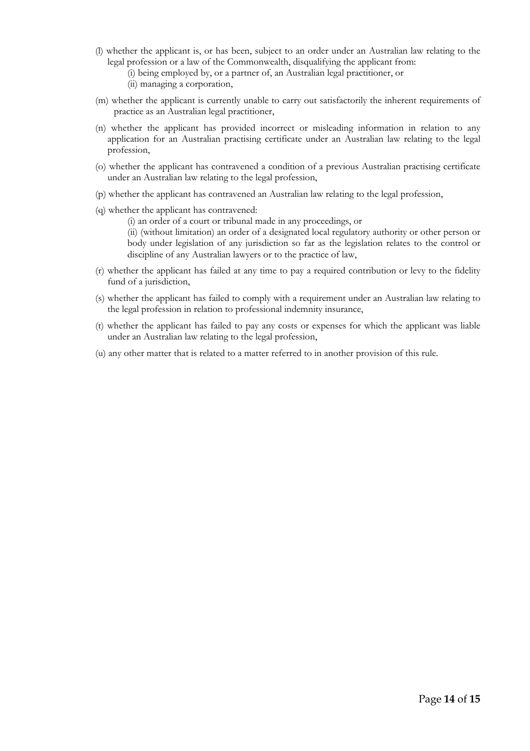(l) whether the applicant is, or has been, subject to an order under an Australian law relating to the legal profession or a law of the Commonwealth, disqualifying the applicant from:

  (i) being employed by, or a partner of, an Australian legal practitioner, or

  (ii) managing a corporation,

(m) whether the applicant is currently unable to carry out satisfactorily the inherent requirements of practice as an Australian legal practitioner,

(n) whether the applicant has provided incorrect or misleading information in relation to any application for an Australian practising certificate under an Australian law relating to the legal profession,

(o) whether the applicant has contravened a condition of a previous Australian practising certificate under an Australian law relating to the legal profession,

(p) whether the applicant has contravened an Australian law relating to the legal profession,

(q) whether the applicant has contravened:

  (i) an order of a court or tribunal made in any proceedings, or

  (ii) (without limitation) an order of a designated local regulatory authority or other person or body under legislation of any jurisdiction so far as the legislation relates to the control or discipline of any Australian lawyers or to the practice of law,

(r) whether the applicant has failed at any time to pay a required contribution or levy to the fidelity fund of a jurisdiction,

(s) whether the applicant has failed to comply with a requirement under an Australian law relating to the legal profession in relation to professional indemnity insurance,

(t) whether the applicant has failed to pay any costs or expenses for which the applicant was liable under an Australian law relating to the legal profession,

(u) any other matter that is related to a matter referred to in another provision of this rule.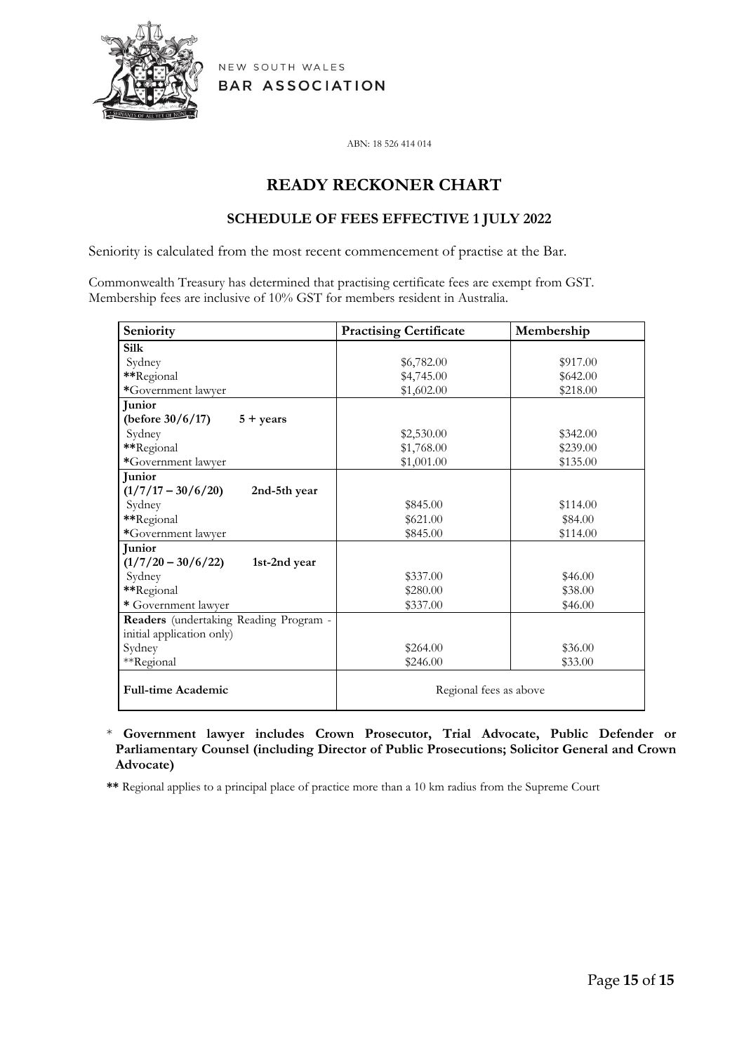NEW SOUTH WALES
BAR ASSOCIATION

ABN: 18 526 414 014

# READY RECKONER CHART

## SCHEDULE OF FEES EFFECTIVE 1 JULY 2022

Seniority is calculated from the most recent commencement of practise at the Bar.

Commonwealth Treasury has determined that practising certificate fees are exempt from GST. Membership fees are inclusive of 10% GST for members resident in Australia.

| Seniority | Practising Certificate | Membership |
|---|---|---|
| **Silk** | | |
| Sydney | $6,782.00 | $917.00 |
| **Regional | $4,745.00 | $642.00 |
| *Government lawyer | $1,602.00 | $218.00 |
| **Junior** | | |
| **(before 30/6/17) 5 + years** | | |
| Sydney | $2,530.00 | $342.00 |
| **Regional | $1,768.00 | $239.00 |
| *Government lawyer | $1,001.00 | $135.00 |
| **Junior** | | |
| **(1/7/17 – 30/6/20) 2nd-5th year** | | |
| Sydney | $845.00 | $114.00 |
| **Regional | $621.00 | $84.00 |
| *Government lawyer | $845.00 | $114.00 |
| **Junior** | | |
| **(1/7/20 – 30/6/22) 1st-2nd year** | | |
| Sydney | $337.00 | $46.00 |
| **Regional | $280.00 | $38.00 |
| * Government lawyer | $337.00 | $46.00 |
| **Readers** (undertaking Reading Program - initial application only) | | |
| Sydney | $264.00 | $36.00 |
| **Regional | $246.00 | $33.00 |
| **Full-time Academic** | Regional fees as above | |

\* **Government lawyer includes Crown Prosecutor, Trial Advocate, Public Defender or Parliamentary Counsel (including Director of Public Prosecutions; Solicitor General and Crown Advocate)**

**\*\*** Regional applies to a principal place of practice more than a 10 km radius from the Supreme Court